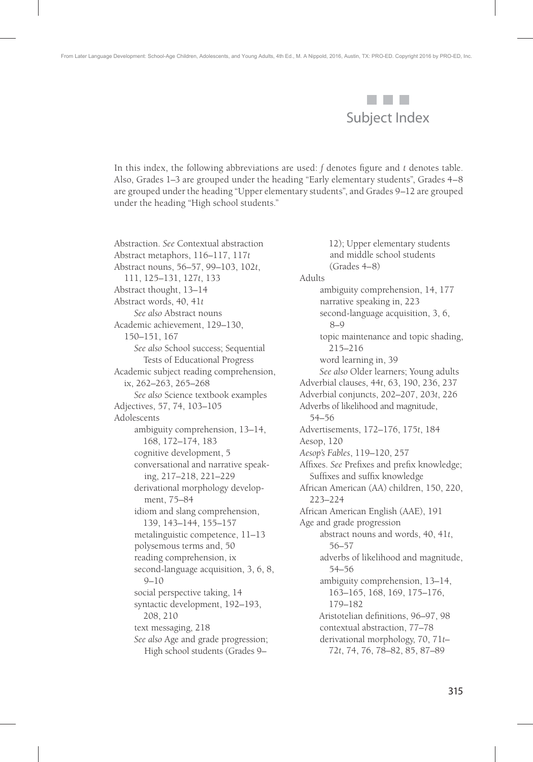# Subject Index

In this index, the following abbreviations are used: *f* denotes figure and *t* denotes table. Also, Grades 1–3 are grouped under the heading "Early elementary students", Grades 4–8 are grouped under the heading "Upper elementary students", and Grades 9–12 are grouped under the heading "High school students."

Abstraction. *See* Contextual abstraction
Abstract metaphors, 116–117, 117*t*
Abstract nouns, 56–57, 99–103, 102*t*, 111, 125–131, 127*t*, 133
Abstract thought, 13–14
Abstract words, 40, 41*t*
- *See also* Abstract nouns

Academic achievement, 129–130, 150–151, 167
- *See also* School success; Sequential Tests of Educational Progress

Academic subject reading comprehension, ix, 262–263, 265–268
- *See also* Science textbook examples

Adjectives, 57, 74, 103–105
Adolescents
- ambiguity comprehension, 13–14, 168, 172–174, 183
- cognitive development, 5
- conversational and narrative speaking, 217–218, 221–229
- derivational morphology development, 75–84
- idiom and slang comprehension, 139, 143–144, 155–157
- metalinguistic competence, 11–13
- polysemous terms and, 50
- reading comprehension, ix
- second-language acquisition, 3, 6, 8, 9–10
- social perspective taking, 14
- syntactic development, 192–193, 208, 210
- text messaging, 218
- *See also* Age and grade progression; High school students (Grades 9–12); Upper elementary students and middle school students (Grades 4–8)

Adults
- ambiguity comprehension, 14, 177
- narrative speaking in, 223
- second-language acquisition, 3, 6, 8–9
- topic maintenance and topic shading, 215–216
- word learning in, 39
- *See also* Older learners; Young adults

Adverbial clauses, 44*t*, 63, 190, 236, 237
Adverbial conjuncts, 202–207, 203*t*, 226
Adverbs of likelihood and magnitude, 54–56
Advertisements, 172–176, 175*t*, 184
Aesop, 120
*Aesop's Fables*, 119–120, 257
Affixes. *See* Prefixes and prefix knowledge; Suffixes and suffix knowledge
African American (AA) children, 150, 220, 223–224
African American English (AAE), 191
Age and grade progression
- abstract nouns and words, 40, 41*t*, 56–57
- adverbs of likelihood and magnitude, 54–56
- ambiguity comprehension, 13–14, 163–165, 168, 169, 175–176, 179–182
- Aristotelian definitions, 96–97, 98
- contextual abstraction, 77–78
- derivational morphology, 70, 71*t*–72*t*, 74, 76, 78–82, 85, 87–89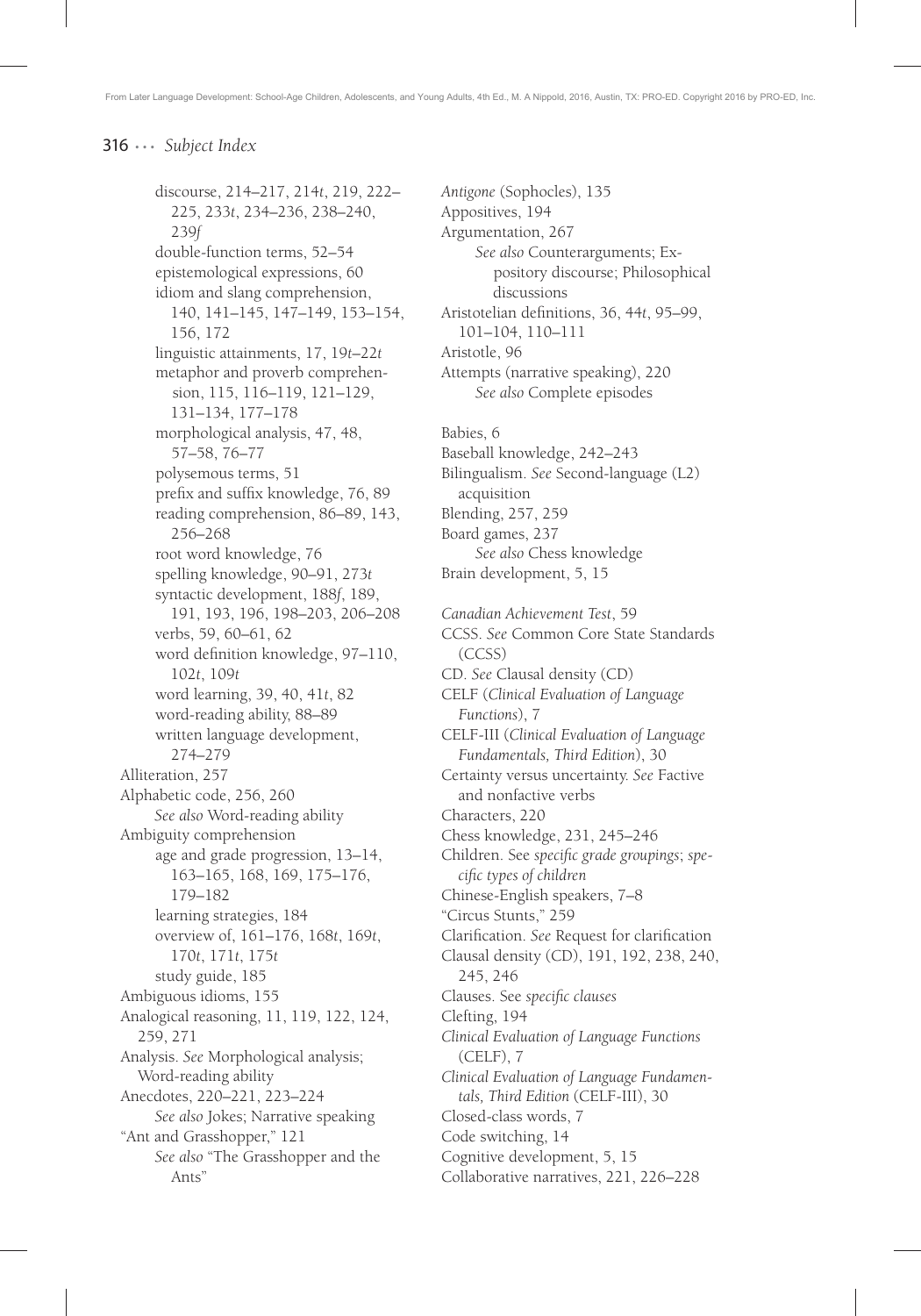discourse, 214–217, 214*t*, 219, 222–225, 233*t*, 234–236, 238–240, 239*f*
double-function terms, 52–54
epistemological expressions, 60
idiom and slang comprehension, 140, 141–145, 147–149, 153–154, 156, 172
linguistic attainments, 17, 19*t*–22*t*
metaphor and proverb comprehension, 115, 116–119, 121–129, 131–134, 177–178
morphological analysis, 47, 48, 57–58, 76–77
polysemous terms, 51
prefix and suffix knowledge, 76, 89
reading comprehension, 86–89, 143, 256–268
root word knowledge, 76
spelling knowledge, 90–91, 273*t*
syntactic development, 188*f*, 189, 191, 193, 196, 198–203, 206–208
verbs, 59, 60–61, 62
word definition knowledge, 97–110, 102*t*, 109*t*
word learning, 39, 40, 41*t*, 82
word-reading ability, 88–89
written language development, 274–279

Alliteration, 257
Alphabetic code, 256, 260
*See also* Word-reading ability
Ambiguity comprehension
age and grade progression, 13–14, 163–165, 168, 169, 175–176, 179–182
learning strategies, 184
overview of, 161–176, 168*t*, 169*t*, 170*t*, 171*t*, 175*t*
study guide, 185
Ambiguous idioms, 155
Analogical reasoning, 11, 119, 122, 124, 259, 271
Analysis. *See* Morphological analysis; Word-reading ability
Anecdotes, 220–221, 223–224
*See also* Jokes; Narrative speaking
"Ant and Grasshopper," 121
*See also* "The Grasshopper and the Ants"
*Antigone* (Sophocles), 135
Appositives, 194
Argumentation, 267
*See also* Counterarguments; Expository discourse; Philosophical discussions
Aristotelian definitions, 36, 44*t*, 95–99, 101–104, 110–111
Aristotle, 96
Attempts (narrative speaking), 220
*See also* Complete episodes

Babies, 6
Baseball knowledge, 242–243
Bilingualism. *See* Second-language (L2) acquisition
Blending, 257, 259
Board games, 237
*See also* Chess knowledge
Brain development, 5, 15

*Canadian Achievement Test*, 59
CCSS. *See* Common Core State Standards (CCSS)
CD. *See* Clausal density (CD)
CELF (*Clinical Evaluation of Language Functions*), 7
CELF-III (*Clinical Evaluation of Language Fundamentals, Third Edition*), 30
Certainty versus uncertainty. *See* Factive and nonfactive verbs
Characters, 220
Chess knowledge, 231, 245–246
Children. See *specific grade groupings*; *specific types of children*
Chinese-English speakers, 7–8
"Circus Stunts," 259
Clarification. *See* Request for clarification
Clausal density (CD), 191, 192, 238, 240, 245, 246
Clauses. See *specific clauses*
Clefting, 194
*Clinical Evaluation of Language Functions* (CELF), 7
*Clinical Evaluation of Language Fundamentals, Third Edition* (CELF-III), 30
Closed-class words, 7
Code switching, 14
Cognitive development, 5, 15
Collaborative narratives, 221, 226–228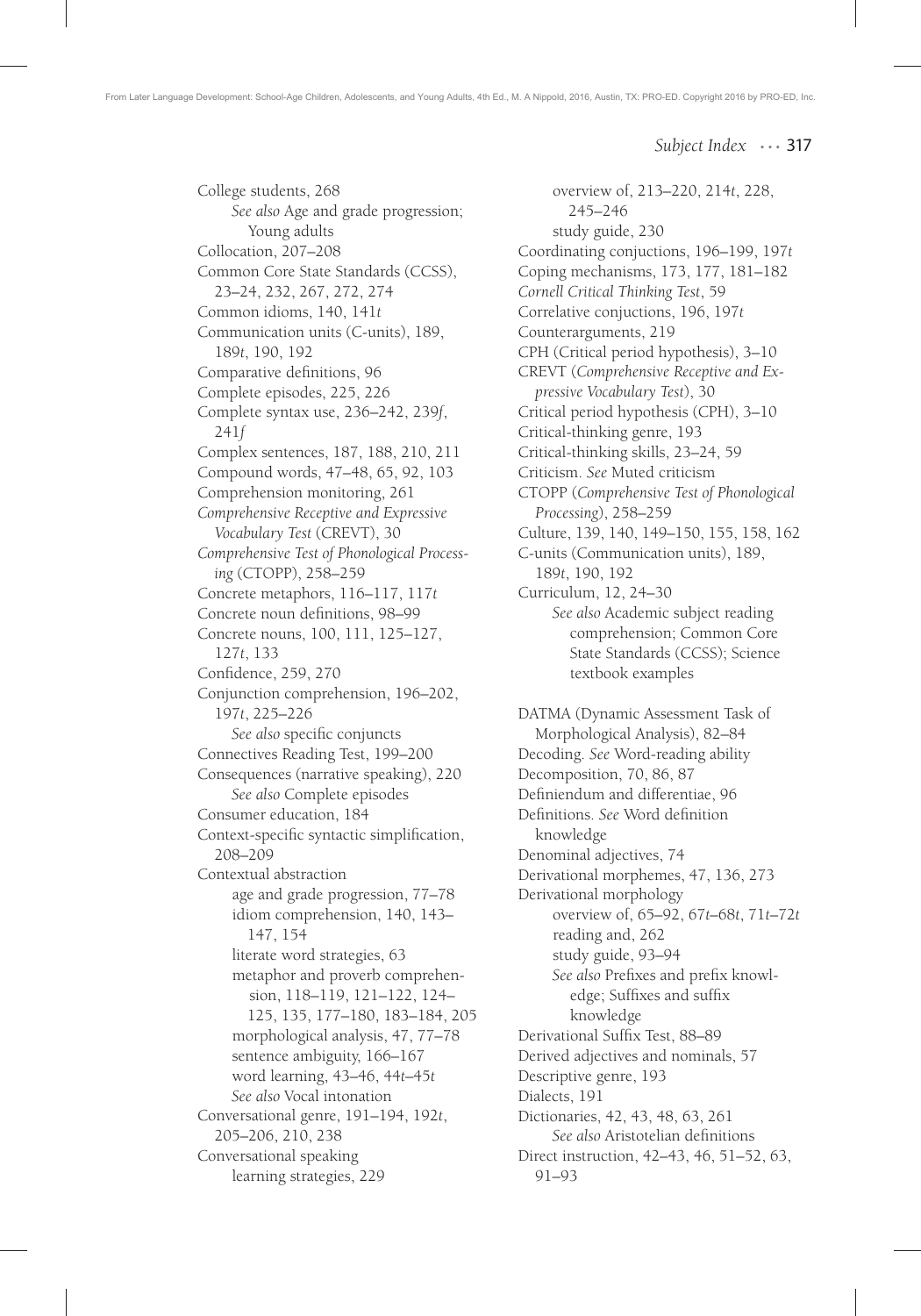College students, 268
  *See also* Age and grade progression; Young adults
Collocation, 207–208
Common Core State Standards (CCSS), 23–24, 232, 267, 272, 274
Common idioms, 140, 141*t*
Communication units (C-units), 189, 189*t*, 190, 192
Comparative definitions, 96
Complete episodes, 225, 226
Complete syntax use, 236–242, 239*f*, 241*f*
Complex sentences, 187, 188, 210, 211
Compound words, 47–48, 65, 92, 103
Comprehension monitoring, 261
*Comprehensive Receptive and Expressive Vocabulary Test* (CREVT), 30
*Comprehensive Test of Phonological Processing* (CTOPP), 258–259
Concrete metaphors, 116–117, 117*t*
Concrete noun definitions, 98–99
Concrete nouns, 100, 111, 125–127, 127*t*, 133
Confidence, 259, 270
Conjunction comprehension, 196–202, 197*t*, 225–226
  *See also* specific conjuncts
Connectives Reading Test, 199–200
Consequences (narrative speaking), 220
  *See also* Complete episodes
Consumer education, 184
Context-specific syntactic simplification, 208–209
Contextual abstraction
  age and grade progression, 77–78
  idiom comprehension, 140, 143–147, 154
  literate word strategies, 63
  metaphor and proverb comprehension, 118–119, 121–122, 124–125, 135, 177–180, 183–184, 205
  morphological analysis, 47, 77–78
  sentence ambiguity, 166–167
  word learning, 43–46, 44*t*–45*t*
  *See also* Vocal intonation
Conversational genre, 191–194, 192*t*, 205–206, 210, 238
Conversational speaking
  learning strategies, 229
  overview of, 213–220, 214*t*, 228, 245–246
  study guide, 230
Coordinating conjuctions, 196–199, 197*t*
Coping mechanisms, 173, 177, 181–182
*Cornell Critical Thinking Test*, 59
Correlative conjuctions, 196, 197*t*
Counterarguments, 219
CPH (Critical period hypothesis), 3–10
CREVT (*Comprehensive Receptive and Expressive Vocabulary Test*), 30
Critical period hypothesis (CPH), 3–10
Critical-thinking genre, 193
Critical-thinking skills, 23–24, 59
Criticism. *See* Muted criticism
CTOPP (*Comprehensive Test of Phonological Processing*), 258–259
Culture, 139, 140, 149–150, 155, 158, 162
C-units (Communication units), 189, 189*t*, 190, 192
Curriculum, 12, 24–30
  *See also* Academic subject reading comprehension; Common Core State Standards (CCSS); Science textbook examples

DATMA (Dynamic Assessment Task of Morphological Analysis), 82–84
Decoding. *See* Word-reading ability
Decomposition, 70, 86, 87
Definiendum and differentiae, 96
Definitions. *See* Word definition knowledge
Denominal adjectives, 74
Derivational morphemes, 47, 136, 273
Derivational morphology
  overview of, 65–92, 67*t*–68*t*, 71*t*–72*t*
  reading and, 262
  study guide, 93–94
  *See also* Prefixes and prefix knowledge; Suffixes and suffix knowledge
Derivational Suffix Test, 88–89
Derived adjectives and nominals, 57
Descriptive genre, 193
Dialects, 191
Dictionaries, 42, 43, 48, 63, 261
  *See also* Aristotelian definitions
Direct instruction, 42–43, 46, 51–52, 63, 91–93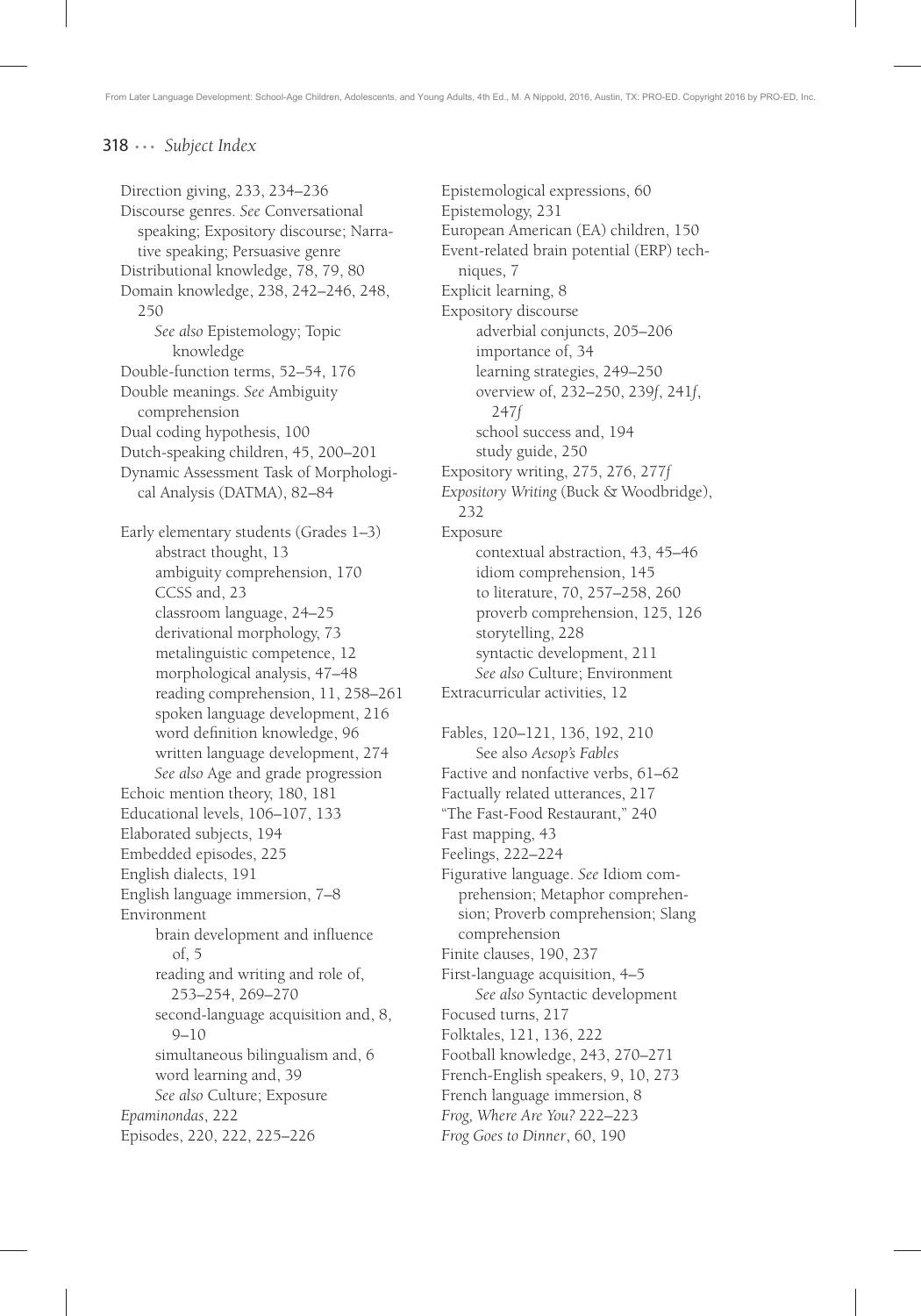Direction giving, 233, 234–236
Discourse genres. *See* Conversational speaking; Expository discourse; Narrative speaking; Persuasive genre
Distributional knowledge, 78, 79, 80
Domain knowledge, 238, 242–246, 248, 250
- *See also* Epistemology; Topic knowledge

Double-function terms, 52–54, 176
Double meanings. *See* Ambiguity comprehension
Dual coding hypothesis, 100
Dutch-speaking children, 45, 200–201
Dynamic Assessment Task of Morphological Analysis (DATMA), 82–84

Early elementary students (Grades 1–3)
- abstract thought, 13
- ambiguity comprehension, 170
- CCSS and, 23
- classroom language, 24–25
- derivational morphology, 73
- metalinguistic competence, 12
- morphological analysis, 47–48
- reading comprehension, 11, 258–261
- spoken language development, 216
- word definition knowledge, 96
- written language development, 274
- *See also* Age and grade progression

Echoic mention theory, 180, 181
Educational levels, 106–107, 133
Elaborated subjects, 194
Embedded episodes, 225
English dialects, 191
English language immersion, 7–8
Environment
- brain development and influence of, 5
- reading and writing and role of, 253–254, 269–270
- second-language acquisition and, 8, 9–10
- simultaneous bilingualism and, 6
- word learning and, 39
- *See also* Culture; Exposure

*Epaminondas*, 222
Episodes, 220, 222, 225–226
Epistemological expressions, 60
Epistemology, 231
European American (EA) children, 150
Event-related brain potential (ERP) techniques, 7
Explicit learning, 8
Expository discourse
- adverbial conjuncts, 205–206
- importance of, 34
- learning strategies, 249–250
- overview of, 232–250, 239*f*, 241*f*, 247*f*
- school success and, 194
- study guide, 250

Expository writing, 275, 276, 277*f*
*Expository Writing* (Buck & Woodbridge), 232
Exposure
- contextual abstraction, 43, 45–46
- idiom comprehension, 145
- to literature, 70, 257–258, 260
- proverb comprehension, 125, 126
- storytelling, 228
- syntactic development, 211
- *See also* Culture; Environment

Extracurricular activities, 12

Fables, 120–121, 136, 192, 210
- See also *Aesop's Fables*

Factive and nonfactive verbs, 61–62
Factually related utterances, 217
"The Fast-Food Restaurant," 240
Fast mapping, 43
Feelings, 222–224
Figurative language. *See* Idiom comprehension; Metaphor comprehension; Proverb comprehension; Slang comprehension
Finite clauses, 190, 237
First-language acquisition, 4–5
- *See also* Syntactic development

Focused turns, 217
Folktales, 121, 136, 222
Football knowledge, 243, 270–271
French-English speakers, 9, 10, 273
French language immersion, 8
*Frog, Where Are You?* 222–223
*Frog Goes to Dinner*, 60, 190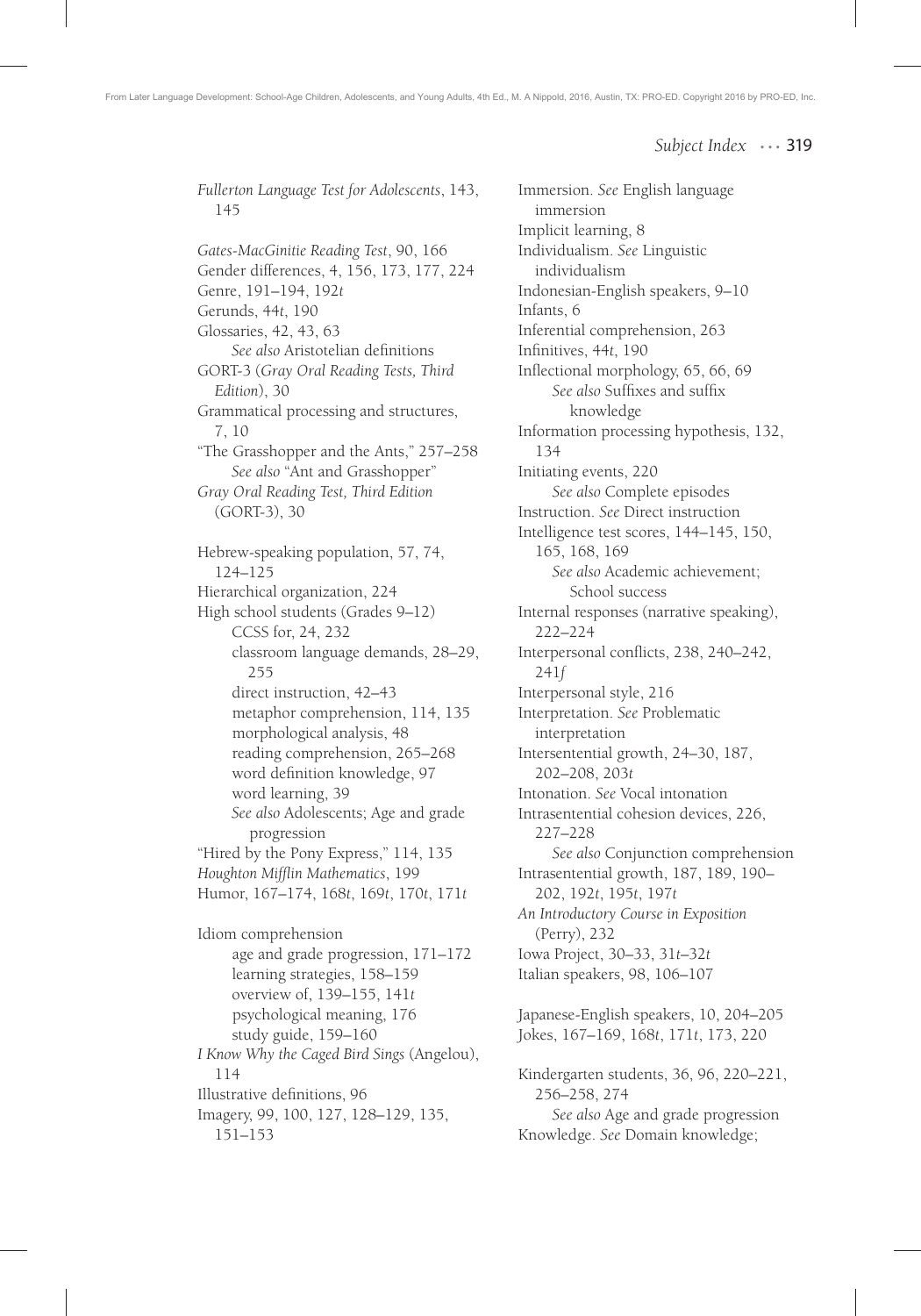*Fullerton Language Test for Adolescents*, 143, 145

*Gates-MacGinitie Reading Test*, 90, 166
Gender differences, 4, 156, 173, 177, 224
Genre, 191–194, 192*t*
Gerunds, 44*t*, 190
Glossaries, 42, 43, 63
  *See also* Aristotelian definitions
GORT-3 (*Gray Oral Reading Tests, Third Edition*), 30
Grammatical processing and structures, 7, 10
"The Grasshopper and the Ants," 257–258
  *See also* "Ant and Grasshopper"
*Gray Oral Reading Test, Third Edition* (GORT-3), 30

Hebrew-speaking population, 57, 74, 124–125
Hierarchical organization, 224
High school students (Grades 9–12)
  CCSS for, 24, 232
  classroom language demands, 28–29, 255
  direct instruction, 42–43
  metaphor comprehension, 114, 135
  morphological analysis, 48
  reading comprehension, 265–268
  word definition knowledge, 97
  word learning, 39
  *See also* Adolescents; Age and grade progression
"Hired by the Pony Express," 114, 135
*Houghton Mifflin Mathematics*, 199
Humor, 167–174, 168*t*, 169*t*, 170*t*, 171*t*

Idiom comprehension
  age and grade progression, 171–172
  learning strategies, 158–159
  overview of, 139–155, 141*t*
  psychological meaning, 176
  study guide, 159–160
*I Know Why the Caged Bird Sings* (Angelou), 114
Illustrative definitions, 96
Imagery, 99, 100, 127, 128–129, 135, 151–153

Immersion. *See* English language immersion
Implicit learning, 8
Individualism. *See* Linguistic individualism
Indonesian-English speakers, 9–10
Infants, 6
Inferential comprehension, 263
Infinitives, 44*t*, 190
Inflectional morphology, 65, 66, 69
  *See also* Suffixes and suffix knowledge
Information processing hypothesis, 132, 134
Initiating events, 220
  *See also* Complete episodes
Instruction. *See* Direct instruction
Intelligence test scores, 144–145, 150, 165, 168, 169
  *See also* Academic achievement; School success
Internal responses (narrative speaking), 222–224
Interpersonal conflicts, 238, 240–242, 241*f*
Interpersonal style, 216
Interpretation. *See* Problematic interpretation
Intersentential growth, 24–30, 187, 202–208, 203*t*
Intonation. *See* Vocal intonation
Intrasentential cohesion devices, 226, 227–228
  *See also* Conjunction comprehension
Intrasentential growth, 187, 189, 190–202, 192*t*, 195*t*, 197*t*
*An Introductory Course in Exposition* (Perry), 232
Iowa Project, 30–33, 31*t*–32*t*
Italian speakers, 98, 106–107

Japanese-English speakers, 10, 204–205
Jokes, 167–169, 168*t*, 171*t*, 173, 220

Kindergarten students, 36, 96, 220–221, 256–258, 274
  *See also* Age and grade progression
Knowledge. *See* Domain knowledge;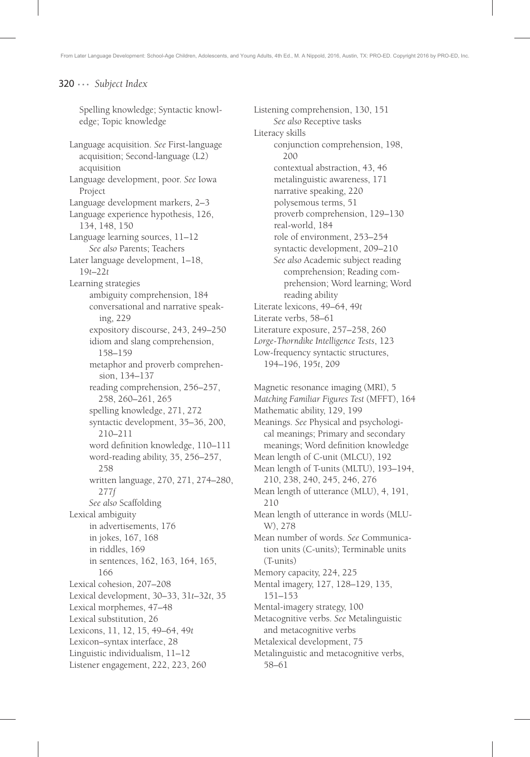Spelling knowledge; Syntactic knowledge; Topic knowledge

Language acquisition. *See* First-language acquisition; Second-language (L2) acquisition
Language development, poor. *See* Iowa Project
Language development markers, 2–3
Language experience hypothesis, 126, 134, 148, 150
Language learning sources, 11–12
  *See also* Parents; Teachers
Later language development, 1–18, 19*t*–22*t*
Learning strategies
  ambiguity comprehension, 184
  conversational and narrative speaking, 229
  expository discourse, 243, 249–250
  idiom and slang comprehension, 158–159
  metaphor and proverb comprehension, 134–137
  reading comprehension, 256–257, 258, 260–261, 265
  spelling knowledge, 271, 272
  syntactic development, 35–36, 200, 210–211
  word definition knowledge, 110–111
  word-reading ability, 35, 256–257, 258
  written language, 270, 271, 274–280, 277*f*
  *See also* Scaffolding
Lexical ambiguity
  in advertisements, 176
  in jokes, 167, 168
  in riddles, 169
  in sentences, 162, 163, 164, 165, 166
Lexical cohesion, 207–208
Lexical development, 30–33, 31*t*–32*t*, 35
Lexical morphemes, 47–48
Lexical substitution, 26
Lexicons, 11, 12, 15, 49–64, 49*t*
Lexicon–syntax interface, 28
Linguistic individualism, 11–12
Listener engagement, 222, 223, 260
Listening comprehension, 130, 151
  *See also* Receptive tasks
Literacy skills
  conjunction comprehension, 198, 200
  contextual abstraction, 43, 46
  metalinguistic awareness, 171
  narrative speaking, 220
  polysemous terms, 51
  proverb comprehension, 129–130
  real-world, 184
  role of environment, 253–254
  syntactic development, 209–210
  *See also* Academic subject reading comprehension; Reading comprehension; Word learning; Word reading ability
Literate lexicons, 49–64, 49*t*
Literate verbs, 58–61
Literature exposure, 257–258, 260
*Lorge-Thorndike Intelligence Tests*, 123
Low-frequency syntactic structures, 194–196, 195*t*, 209

Magnetic resonance imaging (MRI), 5
*Matching Familiar Figures Test* (MFFT), 164
Mathematic ability, 129, 199
Meanings. *See* Physical and psychological meanings; Primary and secondary meanings; Word definition knowledge
Mean length of C-unit (MLCU), 192
Mean length of T-units (MLTU), 193–194, 210, 238, 240, 245, 246, 276
Mean length of utterance (MLU), 4, 191, 210
Mean length of utterance in words (MLU-W), 278
Mean number of words. *See* Communication units (C-units); Terminable units (T-units)
Memory capacity, 224, 225
Mental imagery, 127, 128–129, 135, 151–153
Mental-imagery strategy, 100
Metacognitive verbs. *See* Metalinguistic and metacognitive verbs
Metalexical development, 75
Metalinguistic and metacognitive verbs, 58–61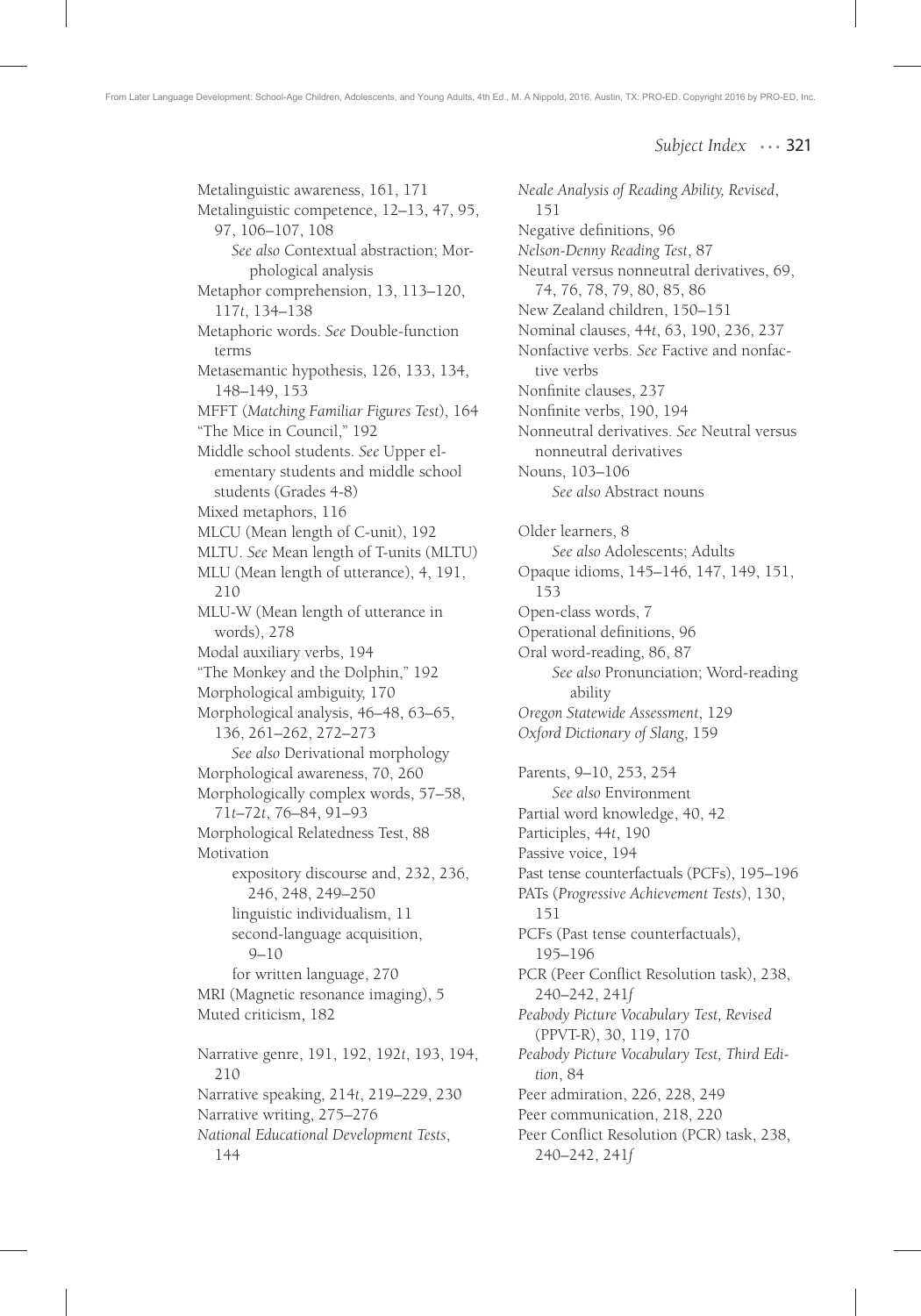Metalinguistic awareness, 161, 171
Metalinguistic competence, 12–13, 47, 95, 97, 106–107, 108
    *See also* Contextual abstraction; Morphological analysis
Metaphor comprehension, 13, 113–120, 117*t*, 134–138
Metaphoric words. *See* Double-function terms
Metasemantic hypothesis, 126, 133, 134, 148–149, 153
MFFT (*Matching Familiar Figures Test*), 164
"The Mice in Council," 192
Middle school students. *See* Upper elementary students and middle school students (Grades 4-8)
Mixed metaphors, 116
MLCU (Mean length of C-unit), 192
MLTU. *See* Mean length of T-units (MLTU)
MLU (Mean length of utterance), 4, 191, 210
MLU-W (Mean length of utterance in words), 278
Modal auxiliary verbs, 194
"The Monkey and the Dolphin," 192
Morphological ambiguity, 170
Morphological analysis, 46–48, 63–65, 136, 261–262, 272–273
    *See also* Derivational morphology
Morphological awareness, 70, 260
Morphologically complex words, 57–58, 71*t*–72*t*, 76–84, 91–93
Morphological Relatedness Test, 88
Motivation
    expository discourse and, 232, 236, 246, 248, 249–250
    linguistic individualism, 11
    second-language acquisition, 9–10
    for written language, 270
MRI (Magnetic resonance imaging), 5
Muted criticism, 182

Narrative genre, 191, 192, 192*t*, 193, 194, 210
Narrative speaking, 214*t*, 219–229, 230
Narrative writing, 275–276
*National Educational Development Tests*, 144

*Neale Analysis of Reading Ability, Revised*, 151
Negative definitions, 96
*Nelson-Denny Reading Test*, 87
Neutral versus nonneutral derivatives, 69, 74, 76, 78, 79, 80, 85, 86
New Zealand children, 150–151
Nominal clauses, 44*t*, 63, 190, 236, 237
Nonfactive verbs. *See* Factive and nonfactive verbs
Nonfinite clauses, 237
Nonfinite verbs, 190, 194
Nonneutral derivatives. *See* Neutral versus nonneutral derivatives
Nouns, 103–106
    *See also* Abstract nouns

Older learners, 8
    *See also* Adolescents; Adults
Opaque idioms, 145–146, 147, 149, 151, 153
Open-class words, 7
Operational definitions, 96
Oral word-reading, 86, 87
    *See also* Pronunciation; Word-reading ability
*Oregon Statewide Assessment*, 129
*Oxford Dictionary of Slang*, 159

Parents, 9–10, 253, 254
    *See also* Environment
Partial word knowledge, 40, 42
Participles, 44*t*, 190
Passive voice, 194
Past tense counterfactuals (PCFs), 195–196
PATs (*Progressive Achievement Tests*), 130, 151
PCFs (Past tense counterfactuals), 195–196
PCR (Peer Conflict Resolution task), 238, 240–242, 241*f*
*Peabody Picture Vocabulary Test, Revised* (PPVT-R), 30, 119, 170
*Peabody Picture Vocabulary Test, Third Edition*, 84
Peer admiration, 226, 228, 249
Peer communication, 218, 220
Peer Conflict Resolution (PCR) task, 238, 240–242, 241*f*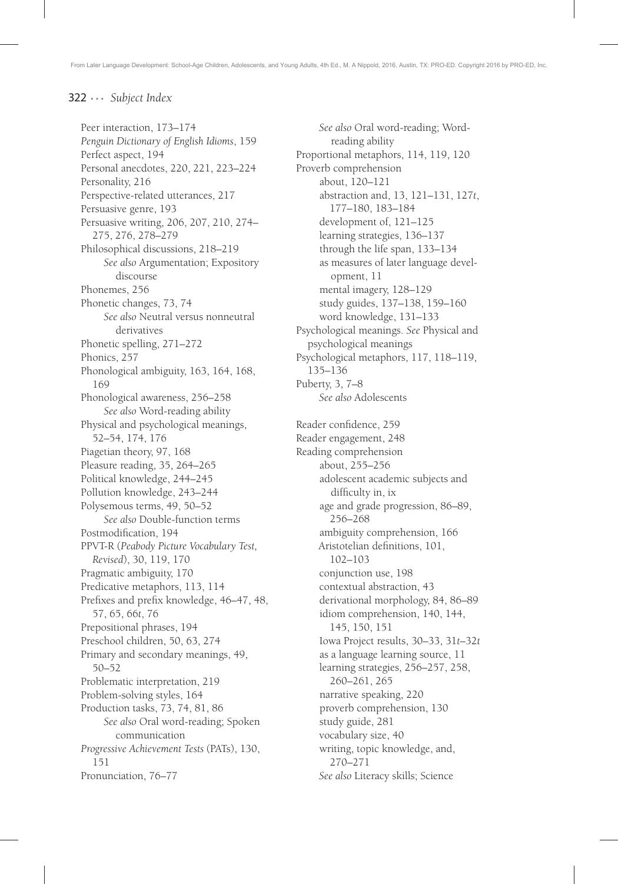Peer interaction, 173–174
*Penguin Dictionary of English Idioms*, 159
Perfect aspect, 194
Personal anecdotes, 220, 221, 223–224
Personality, 216
Perspective-related utterances, 217
Persuasive genre, 193
Persuasive writing, 206, 207, 210, 274–275, 276, 278–279
Philosophical discussions, 218–219
    *See also* Argumentation; Expository discourse
Phonemes, 256
Phonetic changes, 73, 74
    *See also* Neutral versus nonneutral derivatives
Phonetic spelling, 271–272
Phonics, 257
Phonological ambiguity, 163, 164, 168, 169
Phonological awareness, 256–258
    *See also* Word-reading ability
Physical and psychological meanings, 52–54, 174, 176
Piagetian theory, 97, 168
Pleasure reading, 35, 264–265
Political knowledge, 244–245
Pollution knowledge, 243–244
Polysemous terms, 49, 50–52
    *See also* Double-function terms
Postmodification, 194
PPVT-R (*Peabody Picture Vocabulary Test, Revised*), 30, 119, 170
Pragmatic ambiguity, 170
Predicative metaphors, 113, 114
Prefixes and prefix knowledge, 46–47, 48, 57, 65, 66*t*, 76
Prepositional phrases, 194
Preschool children, 50, 63, 274
Primary and secondary meanings, 49, 50–52
Problematic interpretation, 219
Problem-solving styles, 164
Production tasks, 73, 74, 81, 86
    *See also* Oral word-reading; Spoken communication
*Progressive Achievement Tests* (PATs), 130, 151
Pronunciation, 76–77
    *See also* Oral word-reading; Word-reading ability
Proportional metaphors, 114, 119, 120
Proverb comprehension
    about, 120–121
    abstraction and, 13, 121–131, 127*t*, 177–180, 183–184
    development of, 121–125
    learning strategies, 136–137
    through the life span, 133–134
    as measures of later language development, 11
    mental imagery, 128–129
    study guides, 137–138, 159–160
    word knowledge, 131–133
Psychological meanings. *See* Physical and psychological meanings
Psychological metaphors, 117, 118–119, 135–136
Puberty, 3, 7–8
    *See also* Adolescents

Reader confidence, 259
Reader engagement, 248
Reading comprehension
    about, 255–256
    adolescent academic subjects and difficulty in, ix
    age and grade progression, 86–89, 256–268
    ambiguity comprehension, 166
    Aristotelian definitions, 101, 102–103
    conjunction use, 198
    contextual abstraction, 43
    derivational morphology, 84, 86–89
    idiom comprehension, 140, 144, 145, 150, 151
    Iowa Project results, 30–33, 31*t*–32*t*
    as a language learning source, 11
    learning strategies, 256–257, 258, 260–261, 265
    narrative speaking, 220
    proverb comprehension, 130
    study guide, 281
    vocabulary size, 40
    writing, topic knowledge, and, 270–271
    *See also* Literacy skills; Science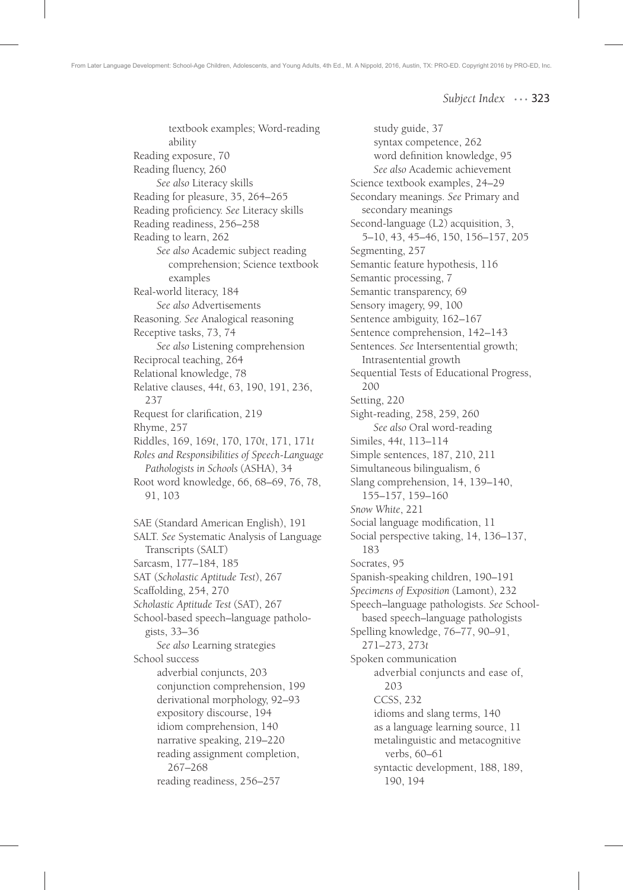textbook examples; Word-reading ability
Reading exposure, 70
Reading fluency, 260
 *See also* Literacy skills
Reading for pleasure, 35, 264–265
Reading proficiency. *See* Literacy skills
Reading readiness, 256–258
Reading to learn, 262
 *See also* Academic subject reading comprehension; Science textbook examples
Real-world literacy, 184
 *See also* Advertisements
Reasoning. *See* Analogical reasoning
Receptive tasks, 73, 74
 *See also* Listening comprehension
Reciprocal teaching, 264
Relational knowledge, 78
Relative clauses, 44*t*, 63, 190, 191, 236, 237
Request for clarification, 219
Rhyme, 257
Riddles, 169, 169*t*, 170, 170*t*, 171, 171*t*
*Roles and Responsibilities of Speech-Language Pathologists in Schools* (ASHA), 34
Root word knowledge, 66, 68–69, 76, 78, 91, 103

SAE (Standard American English), 191
SALT. *See* Systematic Analysis of Language Transcripts (SALT)
Sarcasm, 177–184, 185
SAT (*Scholastic Aptitude Test*), 267
Scaffolding, 254, 270
*Scholastic Aptitude Test* (SAT), 267
School-based speech–language pathologists, 33–36
 *See also* Learning strategies
School success
 adverbial conjuncts, 203
 conjunction comprehension, 199
 derivational morphology, 92–93
 expository discourse, 194
 idiom comprehension, 140
 narrative speaking, 219–220
 reading assignment completion, 267–268
 reading readiness, 256–257
 study guide, 37
 syntax competence, 262
 word definition knowledge, 95
 *See also* Academic achievement
Science textbook examples, 24–29
Secondary meanings. *See* Primary and secondary meanings
Second-language (L2) acquisition, 3, 5–10, 43, 45–46, 150, 156–157, 205
Segmenting, 257
Semantic feature hypothesis, 116
Semantic processing, 7
Semantic transparency, 69
Sensory imagery, 99, 100
Sentence ambiguity, 162–167
Sentence comprehension, 142–143
Sentences. *See* Intersentential growth; Intrasentential growth
Sequential Tests of Educational Progress, 200
Setting, 220
Sight-reading, 258, 259, 260
 *See also* Oral word-reading
Similes, 44*t*, 113–114
Simple sentences, 187, 210, 211
Simultaneous bilingualism, 6
Slang comprehension, 14, 139–140, 155–157, 159–160
*Snow White*, 221
Social language modification, 11
Social perspective taking, 14, 136–137, 183
Socrates, 95
Spanish-speaking children, 190–191
*Specimens of Exposition* (Lamont), 232
Speech–language pathologists. *See* School-based speech–language pathologists
Spelling knowledge, 76–77, 90–91, 271–273, 273*t*
Spoken communication
 adverbial conjuncts and ease of, 203
 CCSS, 232
 idioms and slang terms, 140
 as a language learning source, 11
 metalinguistic and metacognitive verbs, 60–61
 syntactic development, 188, 189, 190, 194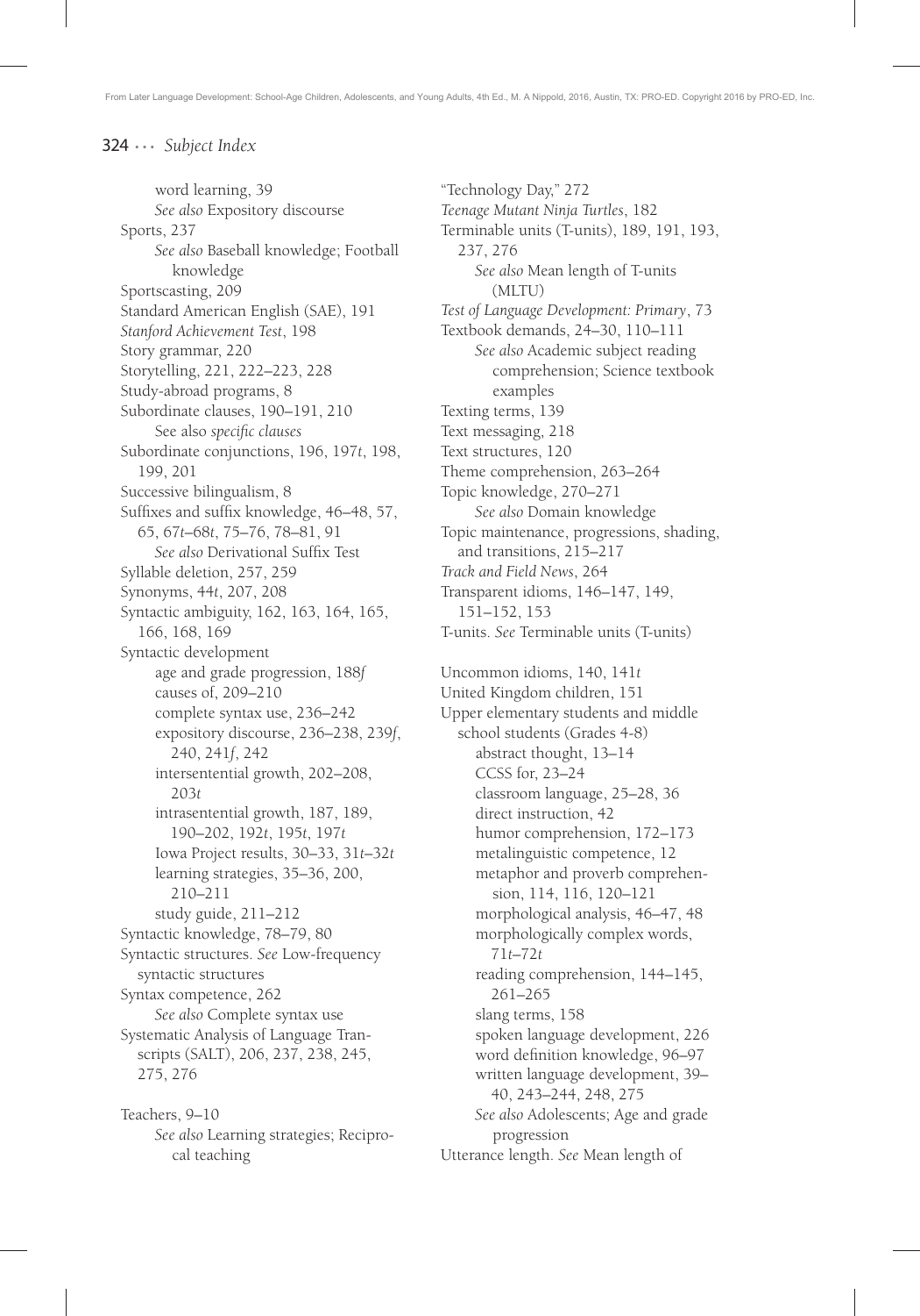word learning, 39
    *See also* Expository discourse
Sports, 237
    *See also* Baseball knowledge; Football knowledge
Sportscasting, 209
Standard American English (SAE), 191
*Stanford Achievement Test*, 198
Story grammar, 220
Storytelling, 221, 222–223, 228
Study-abroad programs, 8
Subordinate clauses, 190–191, 210
    See also *specific clauses*
Subordinate conjunctions, 196, 197*t*, 198, 199, 201
Successive bilingualism, 8
Suffixes and suffix knowledge, 46–48, 57, 65, 67*t*–68*t*, 75–76, 78–81, 91
    *See also* Derivational Suffix Test
Syllable deletion, 257, 259
Synonyms, 44*t*, 207, 208
Syntactic ambiguity, 162, 163, 164, 165, 166, 168, 169
Syntactic development
    age and grade progression, 188*f*
    causes of, 209–210
    complete syntax use, 236–242
    expository discourse, 236–238, 239*f*, 240, 241*f*, 242
    intersentential growth, 202–208, 203*t*
    intrasentential growth, 187, 189, 190–202, 192*t*, 195*t*, 197*t*
    Iowa Project results, 30–33, 31*t*–32*t*
    learning strategies, 35–36, 200, 210–211
    study guide, 211–212
Syntactic knowledge, 78–79, 80
Syntactic structures. *See* Low-frequency syntactic structures
Syntax competence, 262
    *See also* Complete syntax use
Systematic Analysis of Language Transcripts (SALT), 206, 237, 238, 245, 275, 276

Teachers, 9–10
    *See also* Learning strategies; Reciprocal teaching
"Technology Day," 272
*Teenage Mutant Ninja Turtles*, 182
Terminable units (T-units), 189, 191, 193, 237, 276
    *See also* Mean length of T-units (MLTU)
*Test of Language Development: Primary*, 73
Textbook demands, 24–30, 110–111
    *See also* Academic subject reading comprehension; Science textbook examples
Texting terms, 139
Text messaging, 218
Text structures, 120
Theme comprehension, 263–264
Topic knowledge, 270–271
    *See also* Domain knowledge
Topic maintenance, progressions, shading, and transitions, 215–217
*Track and Field News*, 264
Transparent idioms, 146–147, 149, 151–152, 153
T-units. *See* Terminable units (T-units)

Uncommon idioms, 140, 141*t*
United Kingdom children, 151
Upper elementary students and middle school students (Grades 4-8)
    abstract thought, 13–14
    CCSS for, 23–24
    classroom language, 25–28, 36
    direct instruction, 42
    humor comprehension, 172–173
    metalinguistic competence, 12
    metaphor and proverb comprehension, 114, 116, 120–121
    morphological analysis, 46–47, 48
    morphologically complex words, 71*t*–72*t*
    reading comprehension, 144–145, 261–265
    slang terms, 158
    spoken language development, 226
    word definition knowledge, 96–97
    written language development, 39–40, 243–244, 248, 275
    *See also* Adolescents; Age and grade progression
Utterance length. *See* Mean length of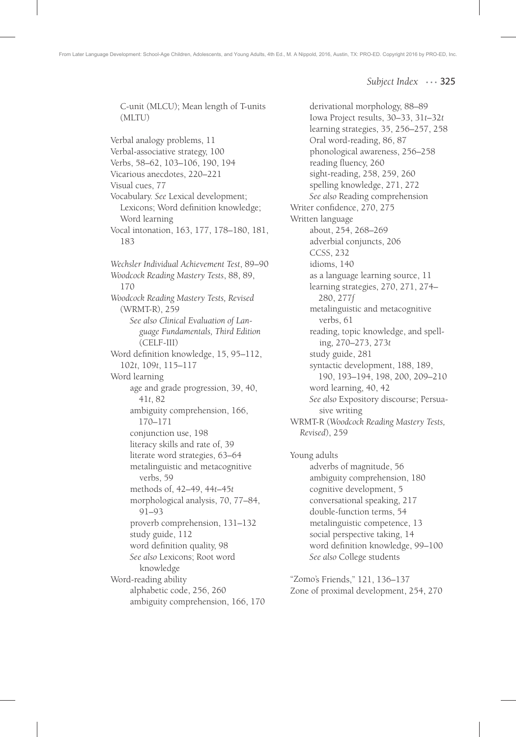C-unit (MLCU); Mean length of T-units (MLTU)

Verbal analogy problems, 11
Verbal-associative strategy, 100
Verbs, 58–62, 103–106, 190, 194
Vicarious anecdotes, 220–221
Visual cues, 77
Vocabulary. *See* Lexical development; Lexicons; Word definition knowledge; Word learning
Vocal intonation, 163, 177, 178–180, 181, 183

*Wechsler Individual Achievement Test*, 89–90
*Woodcock Reading Mastery Tests*, 88, 89, 170
*Woodcock Reading Mastery Tests, Revised* (WRMT-R), 259
    *See also Clinical Evaluation of Language Fundamentals, Third Edition* (CELF-III)
Word definition knowledge, 15, 95–112, 102*t*, 109*t*, 115–117
Word learning
    age and grade progression, 39, 40, 41*t*, 82
    ambiguity comprehension, 166, 170–171
    conjunction use, 198
    literacy skills and rate of, 39
    literate word strategies, 63–64
    metalinguistic and metacognitive verbs, 59
    methods of, 42–49, 44*t*–45*t*
    morphological analysis, 70, 77–84, 91–93
    proverb comprehension, 131–132
    study guide, 112
    word definition quality, 98
    *See also* Lexicons; Root word knowledge
Word-reading ability
    alphabetic code, 256, 260
    ambiguity comprehension, 166, 170
    derivational morphology, 88–89
    Iowa Project results, 30–33, 31*t*–32*t*
    learning strategies, 35, 256–257, 258
    Oral word-reading, 86, 87
    phonological awareness, 256–258
    reading fluency, 260
    sight-reading, 258, 259, 260
    spelling knowledge, 271, 272
    *See also* Reading comprehension
Writer confidence, 270, 275
Written language
    about, 254, 268–269
    adverbial conjuncts, 206
    CCSS, 232
    idioms, 140
    as a language learning source, 11
    learning strategies, 270, 271, 274–280, 277*f*
    metalinguistic and metacognitive verbs, 61
    reading, topic knowledge, and spelling, 270–273, 273*t*
    study guide, 281
    syntactic development, 188, 189, 190, 193–194, 198, 200, 209–210
    word learning, 40, 42
    *See also* Expository discourse; Persuasive writing
WRMT-R (*Woodcock Reading Mastery Tests, Revised*), 259

Young adults
    adverbs of magnitude, 56
    ambiguity comprehension, 180
    cognitive development, 5
    conversational speaking, 217
    double-function terms, 54
    metalinguistic competence, 13
    social perspective taking, 14
    word definition knowledge, 99–100
    *See also* College students

"Zomo's Friends," 121, 136–137
Zone of proximal development, 254, 270